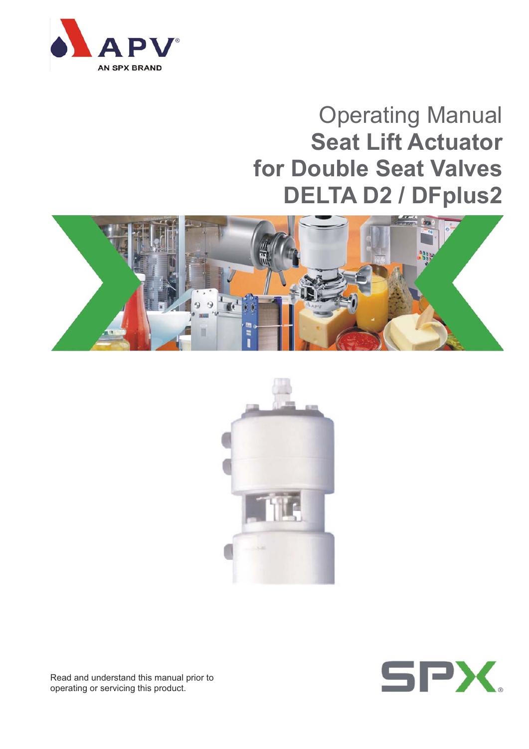APV

AN SPX BRAND

# Operating Manual
# Seat Lift Actuator for Double Seat Valves DELTA D2 / DFplus2

Read and understand this manual prior to operating or servicing this product.

SPX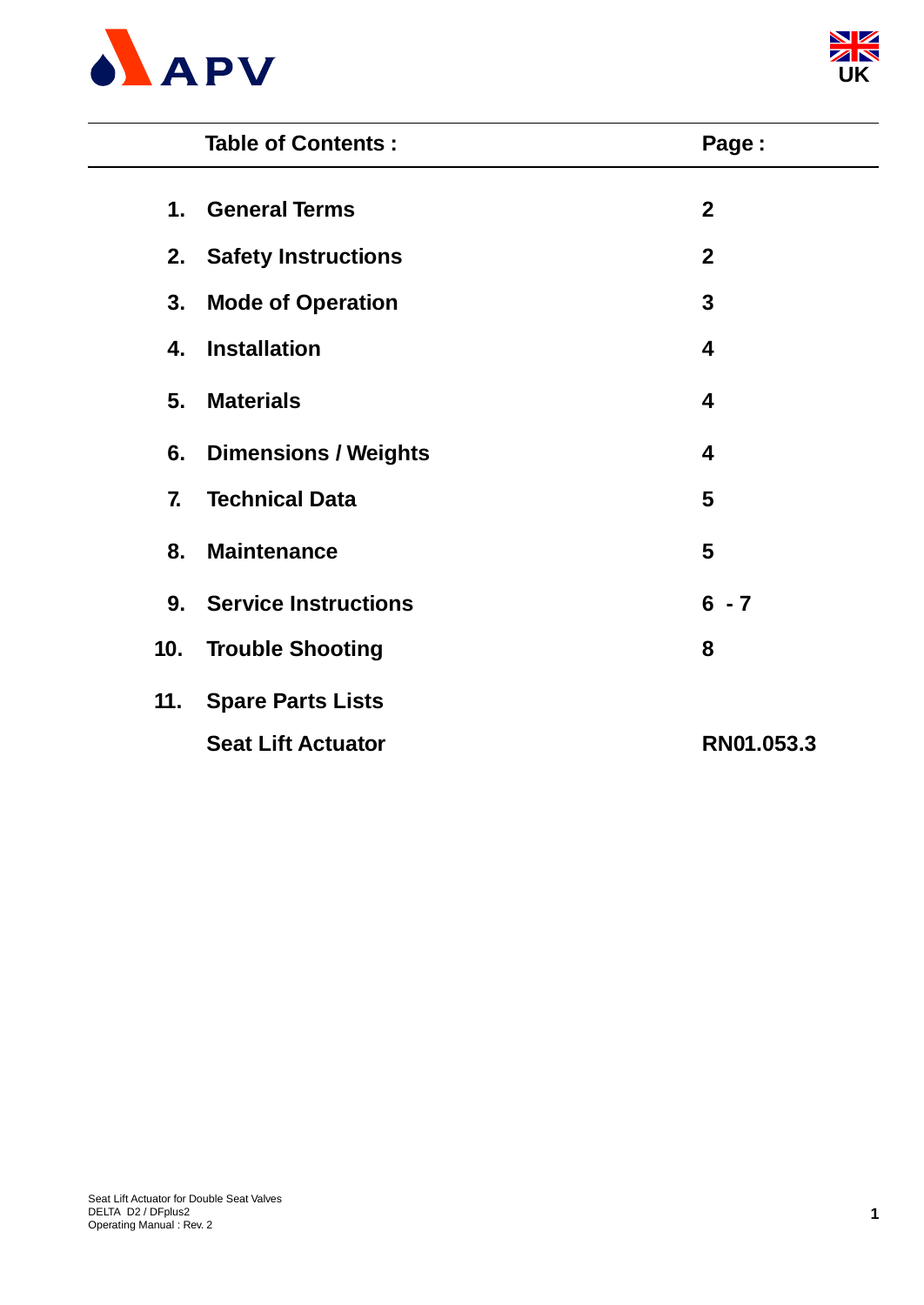| Table of Contents : | | Page : |
|---|---|---|
| 1. | General Terms | 2 |
| 2. | Safety Instructions | 2 |
| 3. | Mode of Operation | 3 |
| 4. | Installation | 4 |
| 5. | Materials | 4 |
| 6. | Dimensions / Weights | 4 |
| 7. | Technical Data | 5 |
| 8. | Maintenance | 5 |
| 9. | Service Instructions | 6 - 7 |
| 10. | Trouble Shooting | 8 |
| 11. | Spare Parts Lists | |
| | Seat Lift Actuator | RN01.053.3 |

Seat Lift Actuator for Double Seat Valves
DELTA D2 / DFplus2
Operating Manual : Rev. 2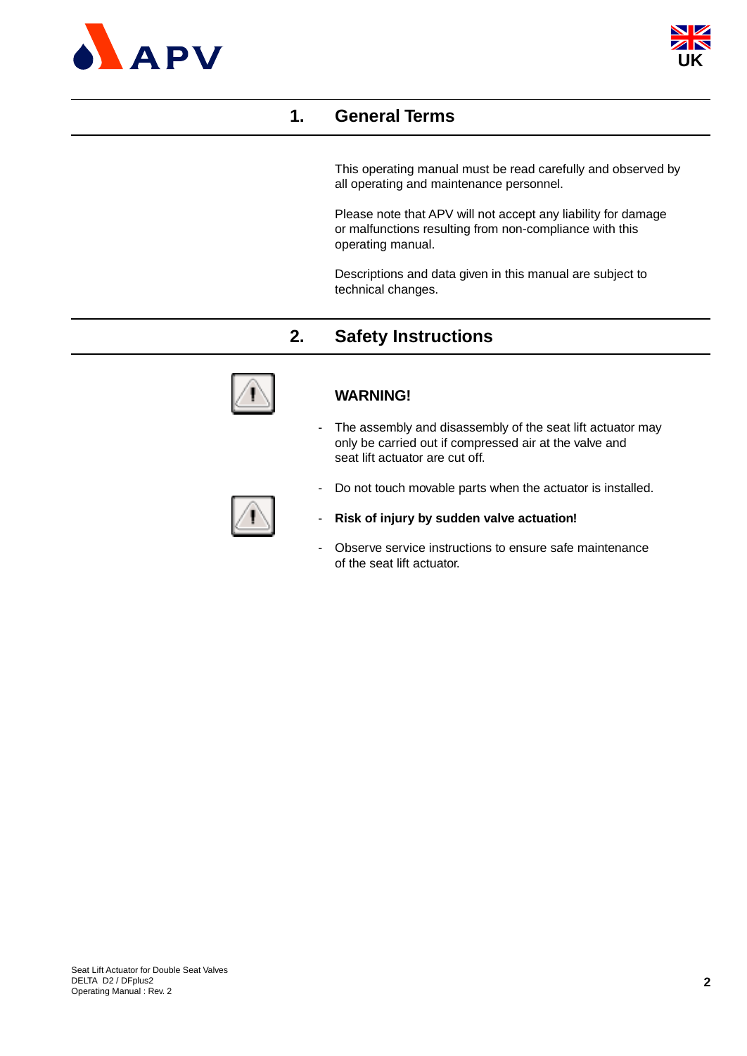## 1. General Terms

This operating manual must be read carefully and observed by all operating and maintenance personnel.

Please note that APV will not accept any liability for damage or malfunctions resulting from non-compliance with this operating manual.

Descriptions and data given in this manual are subject to technical changes.

## 2. Safety Instructions

**WARNING!**

- The assembly and disassembly of the seat lift actuator may only be carried out if compressed air at the valve and seat lift actuator are cut off.
- Do not touch movable parts when the actuator is installed.
- **Risk of injury by sudden valve actuation!**
- Observe service instructions to ensure safe maintenance of the seat lift actuator.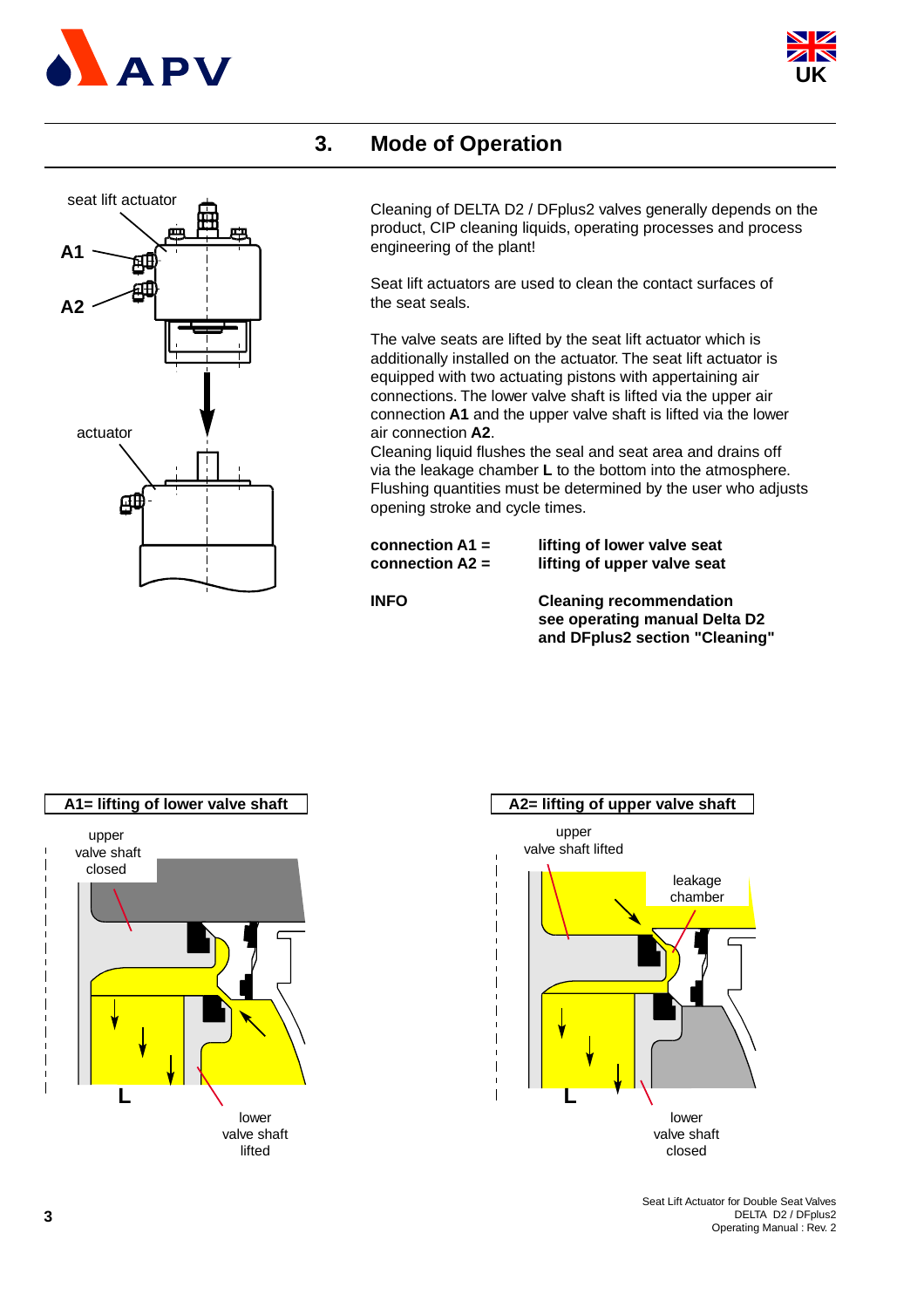## 3. Mode of Operation

Cleaning of DELTA D2 / DFplus2 valves generally depends on the product, CIP cleaning liquids, operating processes and process engineering of the plant!

Seat lift actuators are used to clean the contact surfaces of the seat seals.

The valve seats are lifted by the seat lift actuator which is additionally installed on the actuator. The seat lift actuator is equipped with two actuating pistons with appertaining air connections. The lower valve shaft is lifted via the upper air connection **A1** and the upper valve shaft is lifted via the lower air connection **A2**.
Cleaning liquid flushes the seal and seat area and drains off via the leakage chamber **L** to the bottom into the atmosphere. Flushing quantities must be determined by the user who adjusts opening stroke and cycle times.

**connection A1 =** **lifting of lower valve seat**
**connection A2 =** **lifting of upper valve seat**

**INFO** **Cleaning recommendation see operating manual Delta D2 and DFplus2 section "Cleaning"**

**A1= lifting of lower valve shaft**

**A2= lifting of upper valve shaft**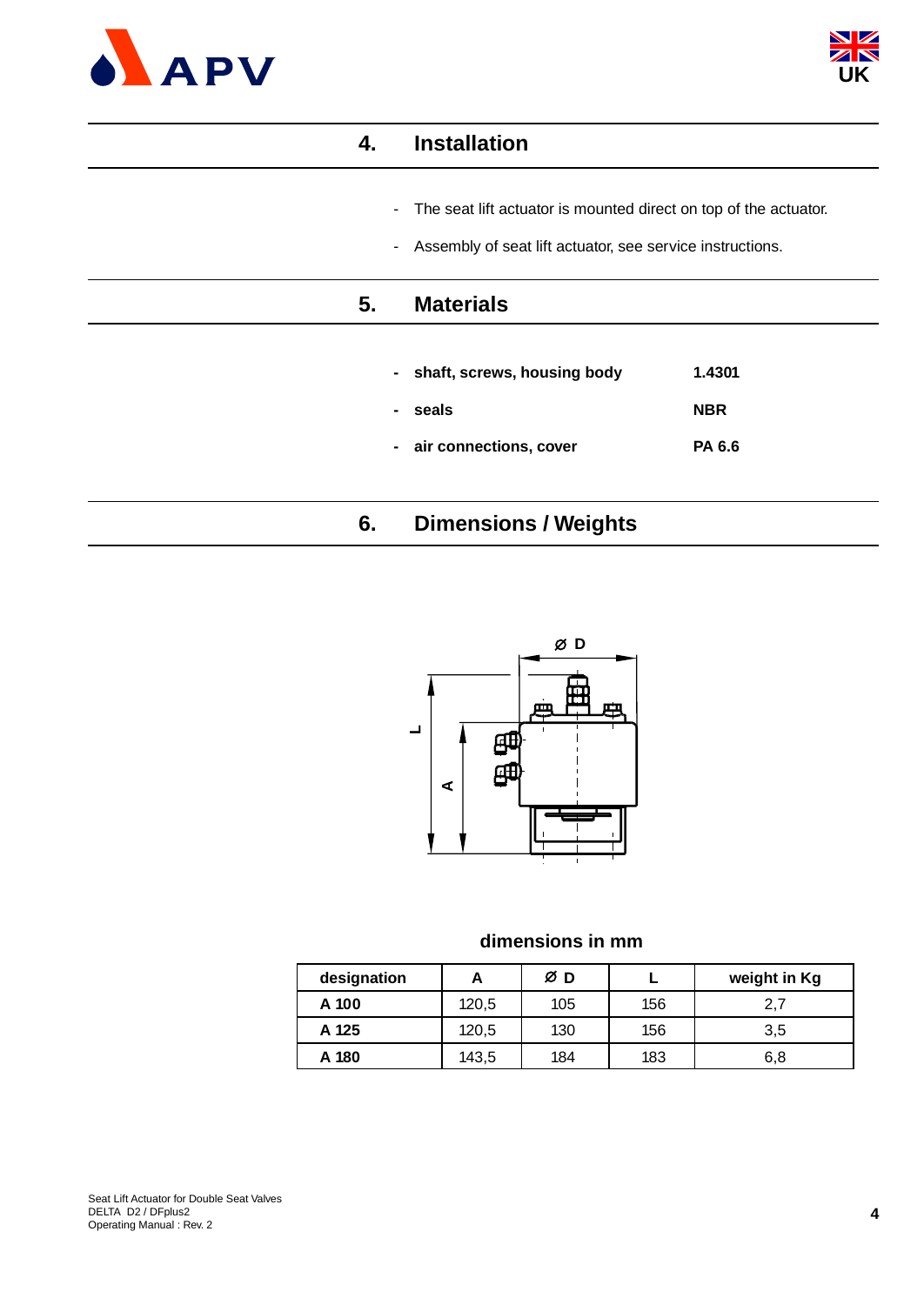## 4. Installation

- The seat lift actuator is mounted direct on top of the actuator.
- Assembly of seat lift actuator, see service instructions.

## 5. Materials

- **shaft, screws, housing body** **1.4301**
- **seals** **NBR**
- **air connections, cover** **PA 6.6**

## 6. Dimensions / Weights

**dimensions in mm**

| designation | A | Ø D | L | weight in Kg |
|---|---|---|---|---|
| **A 100** | 120,5 | 105 | 156 | 2,7 |
| **A 125** | 120,5 | 130 | 156 | 3,5 |
| **A 180** | 143,5 | 184 | 183 | 6,8 |

Seat Lift Actuator for Double Seat Valves
DELTA D2 / DFplus2
Operating Manual : Rev. 2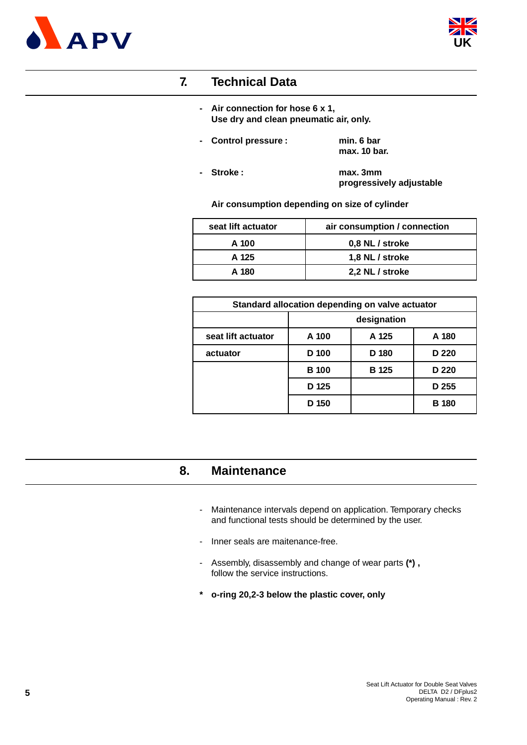## 7. Technical Data

- **Air connection for hose 6 x 1,**
  **Use dry and clean pneumatic air, only.**
- **Control pressure :** **min. 6 bar**
  **max. 10 bar.**
- **Stroke :** **max. 3mm**
  **progressively adjustable**

**Air consumption depending on size of cylinder**

| seat lift actuator | air consumption / connection |
|---|---|
| A 100 | 0,8 NL / stroke |
| A 125 | 1,8 NL / stroke |
| A 180 | 2,2 NL / stroke |

| Standard allocation depending on valve actuator | | | |
|---|---|---|---|
| | designation | | |
| seat lift actuator | A 100 | A 125 | A 180 |
| actuator | D 100 | D 180 | D 220 |
| | B 100 | B 125 | D 220 |
| | D 125 | | D 255 |
| | D 150 | | B 180 |

## 8. Maintenance

- Maintenance intervals depend on application. Temporary checks and functional tests should be determined by the user.
- Inner seals are maitenance-free.
- Assembly, disassembly and change of wear parts **(*) ,** follow the service instructions.

**\* o-ring 20,2-3 below the plastic cover, only**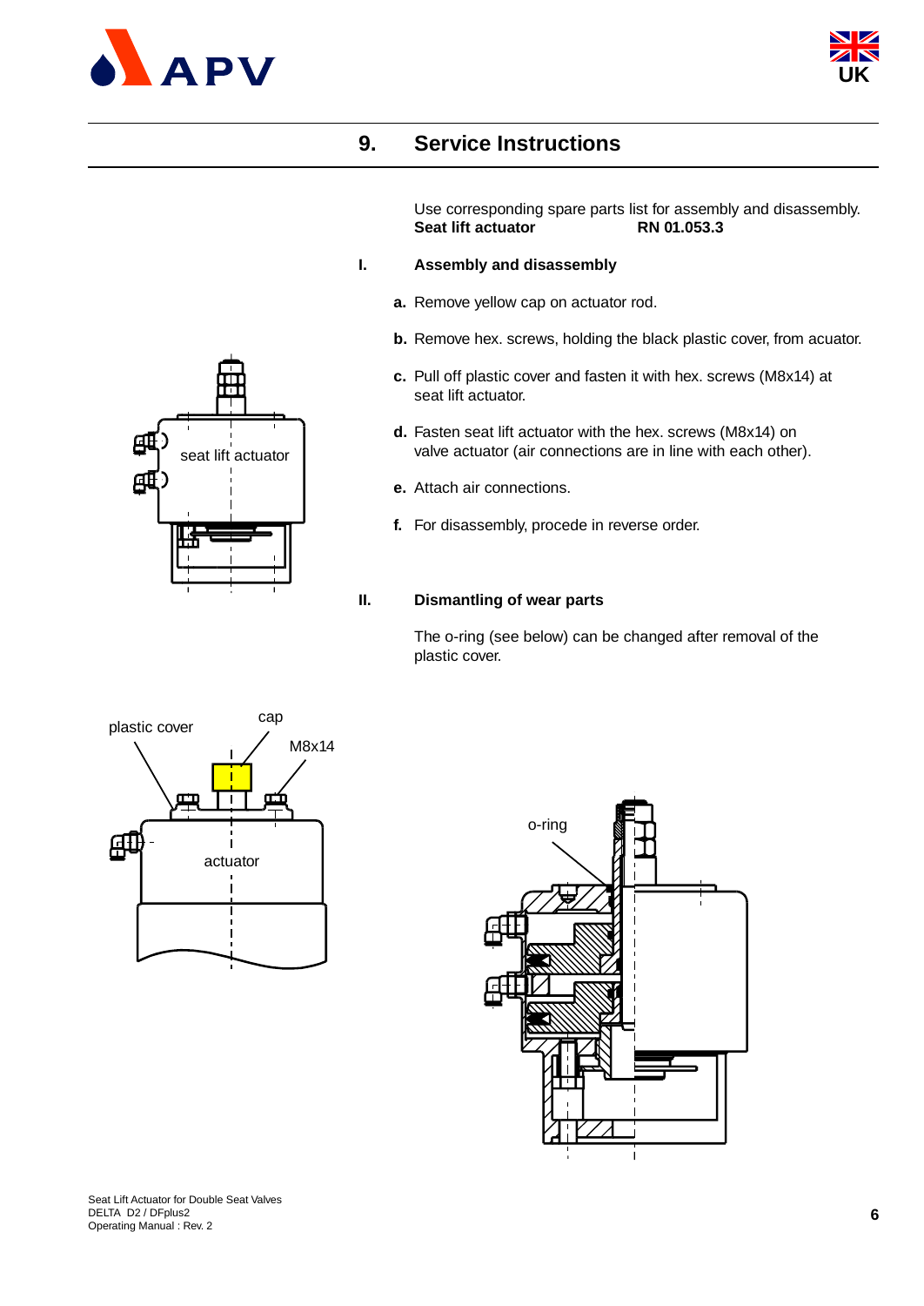## 9. Service Instructions

Use corresponding spare parts list for assembly and disassembly.
**Seat lift actuator** **RN 01.053.3**

### I. Assembly and disassembly

**a.** Remove yellow cap on actuator rod.

**b.** Remove hex. screws, holding the black plastic cover, from acuator.

**c.** Pull off plastic cover and fasten it with hex. screws (M8x14) at seat lift actuator.

**d.** Fasten seat lift actuator with the hex. screws (M8x14) on valve actuator (air connections are in line with each other).

**e.** Attach air connections.

**f.** For disassembly, procede in reverse order.

### II. Dismantling of wear parts

The o-ring (see below) can be changed after removal of the plastic cover.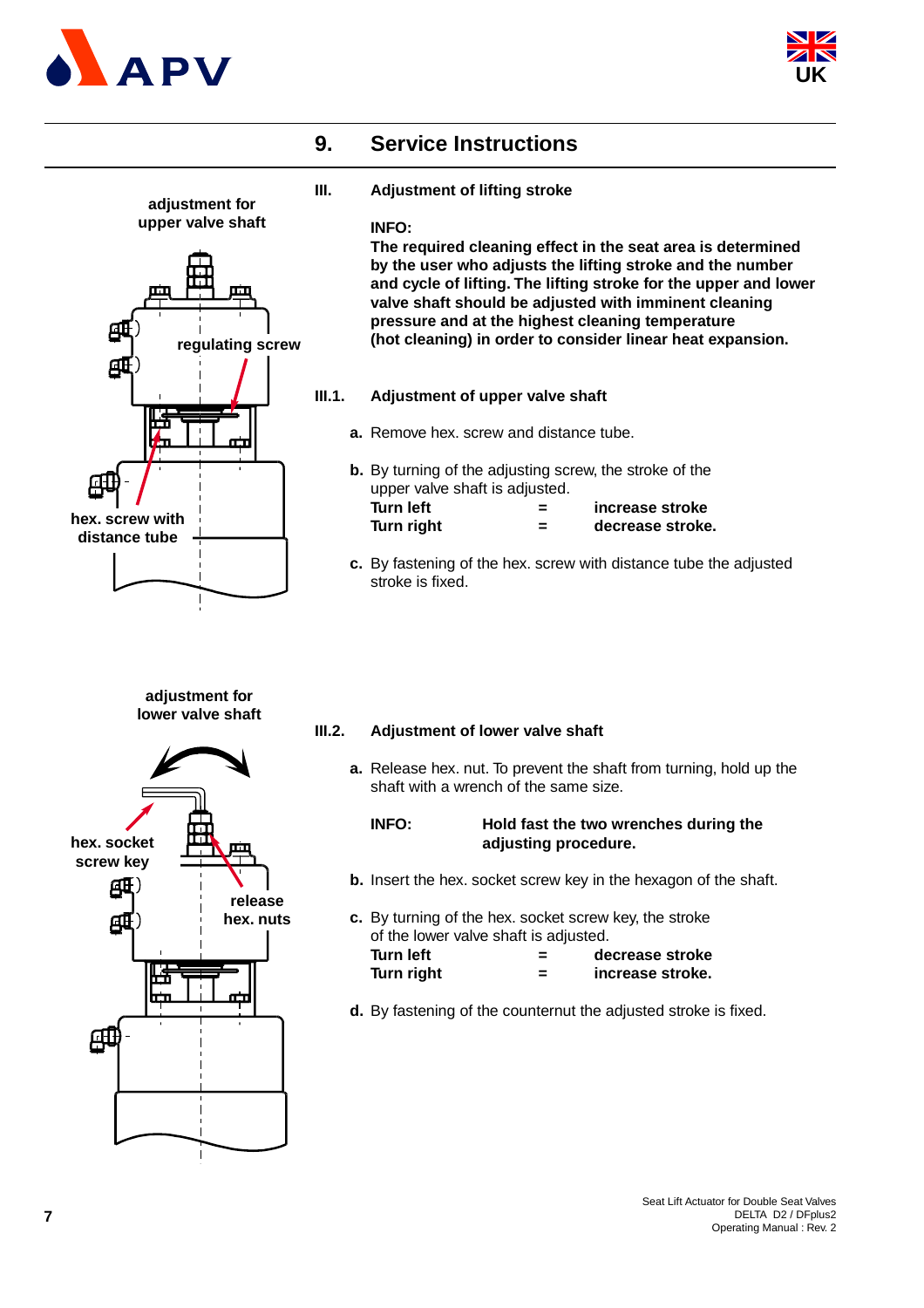## 9. Service Instructions

### III. Adjustment of lifting stroke

**INFO:**
**The required cleaning effect in the seat area is determined by the user who adjusts the lifting stroke and the number and cycle of lifting. The lifting stroke for the upper and lower valve shaft should be adjusted with imminent cleaning pressure and at the highest cleaning temperature (hot cleaning) in order to consider linear heat expansion.**

adjustment for upper valve shaft

regulating screw

hex. screw with distance tube

#### III.1. Adjustment of upper valve shaft

**a.** Remove hex. screw and distance tube.

**b.** By turning of the adjusting screw, the stroke of the upper valve shaft is adjusted.

| | | |
|---|---|---|
| **Turn left** | **=** | **increase stroke** |
| **Turn right** | **=** | **decrease stroke.** |

**c.** By fastening of the hex. screw with distance tube the adjusted stroke is fixed.

adjustment for lower valve shaft

hex. socket screw key

release hex. nuts

#### III.2. Adjustment of lower valve shaft

**a.** Release hex. nut. To prevent the shaft from turning, hold up the shaft with a wrench of the same size.

**INFO:** **Hold fast the two wrenches during the adjusting procedure.**

**b.** Insert the hex. socket screw key in the hexagon of the shaft.

**c.** By turning of the hex. socket screw key, the stroke of the lower valve shaft is adjusted.

| | | |
|---|---|---|
| **Turn left** | **=** | **decrease stroke** |
| **Turn right** | **=** | **increase stroke.** |

**d.** By fastening of the counternut the adjusted stroke is fixed.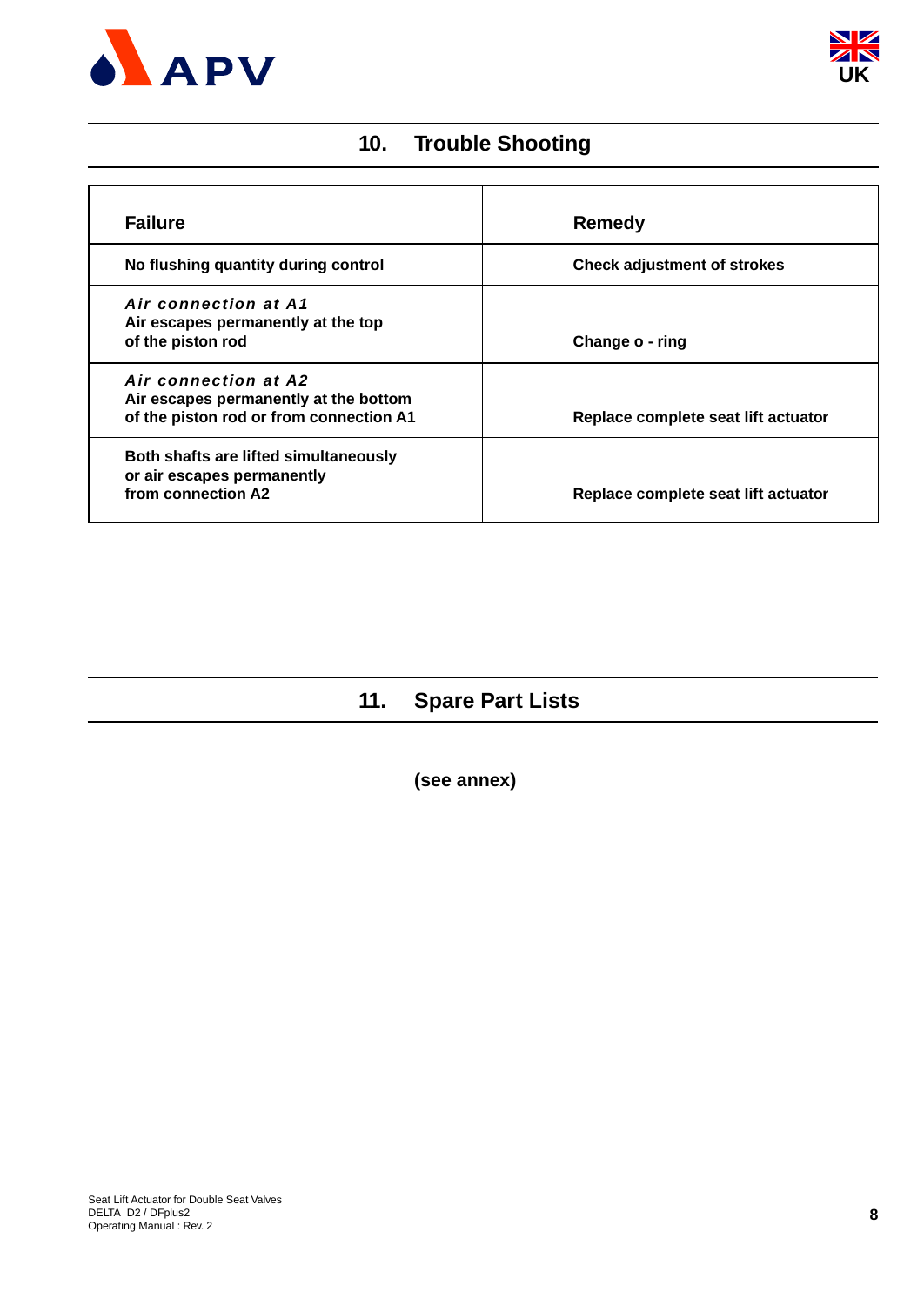## 10. Trouble Shooting

| Failure | Remedy |
|---|---|
| No flushing quantity during control | Check adjustment of strokes |
| *Air connection at A1*<br>Air escapes permanently at the top of the piston rod | Change o - ring |
| *Air connection at A2*<br>Air escapes permanently at the bottom of the piston rod or from connection A1 | Replace complete seat lift actuator |
| Both shafts are lifted simultaneously or air escapes permanently from connection A2 | Replace complete seat lift actuator |

## 11. Spare Part Lists

**(see annex)**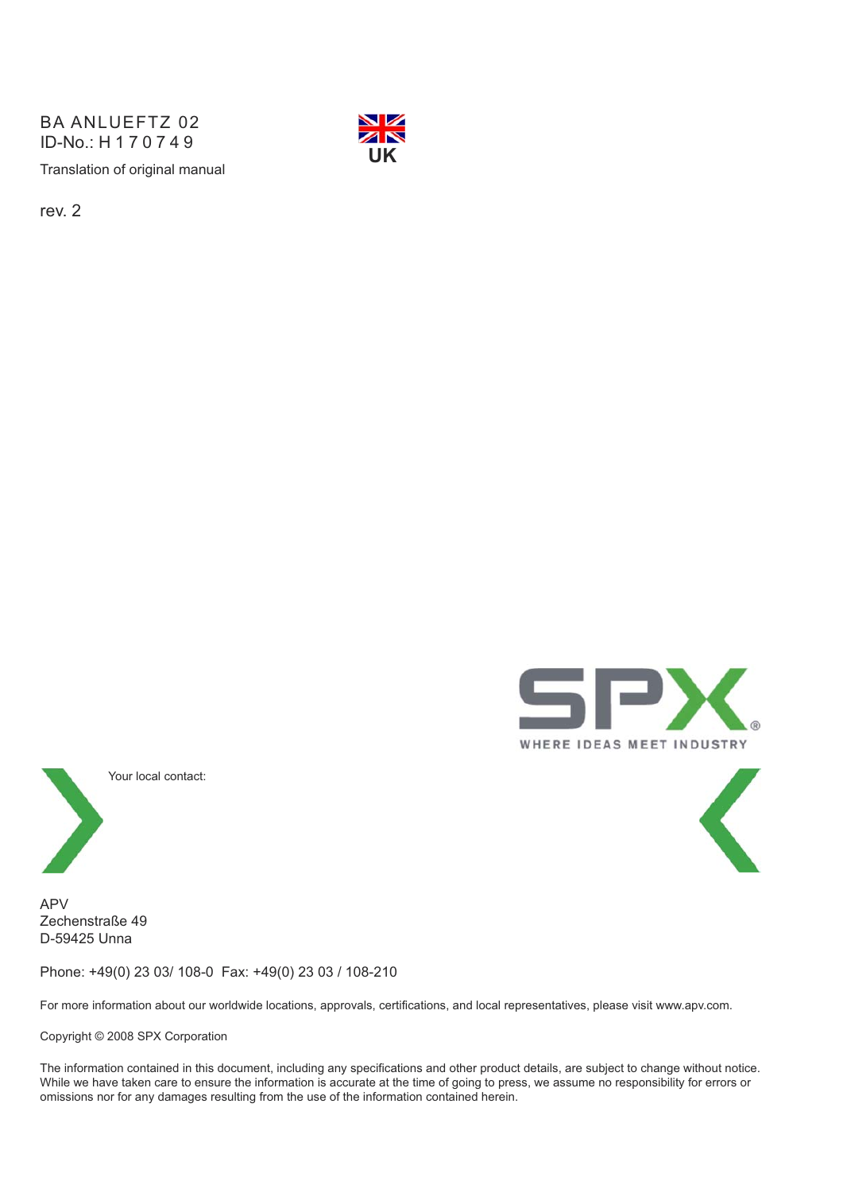BA ANLUEFTZ 02
ID-No.: H 1 7 0 7 4 9

Translation of original manual

UK

rev. 2

SPX
WHERE IDEAS MEET INDUSTRY

Your local contact:

APV
Zechenstraße 49
D-59425 Unna

Phone: +49(0) 23 03/ 108-0  Fax: +49(0) 23 03 / 108-210

For more information about our worldwide locations, approvals, certifications, and local representatives, please visit www.apv.com.

Copyright © 2008 SPX Corporation

The information contained in this document, including any specifications and other product details, are subject to change without notice. While we have taken care to ensure the information is accurate at the time of going to press, we assume no responsibility for errors or omissions nor for any damages resulting from the use of the information contained herein.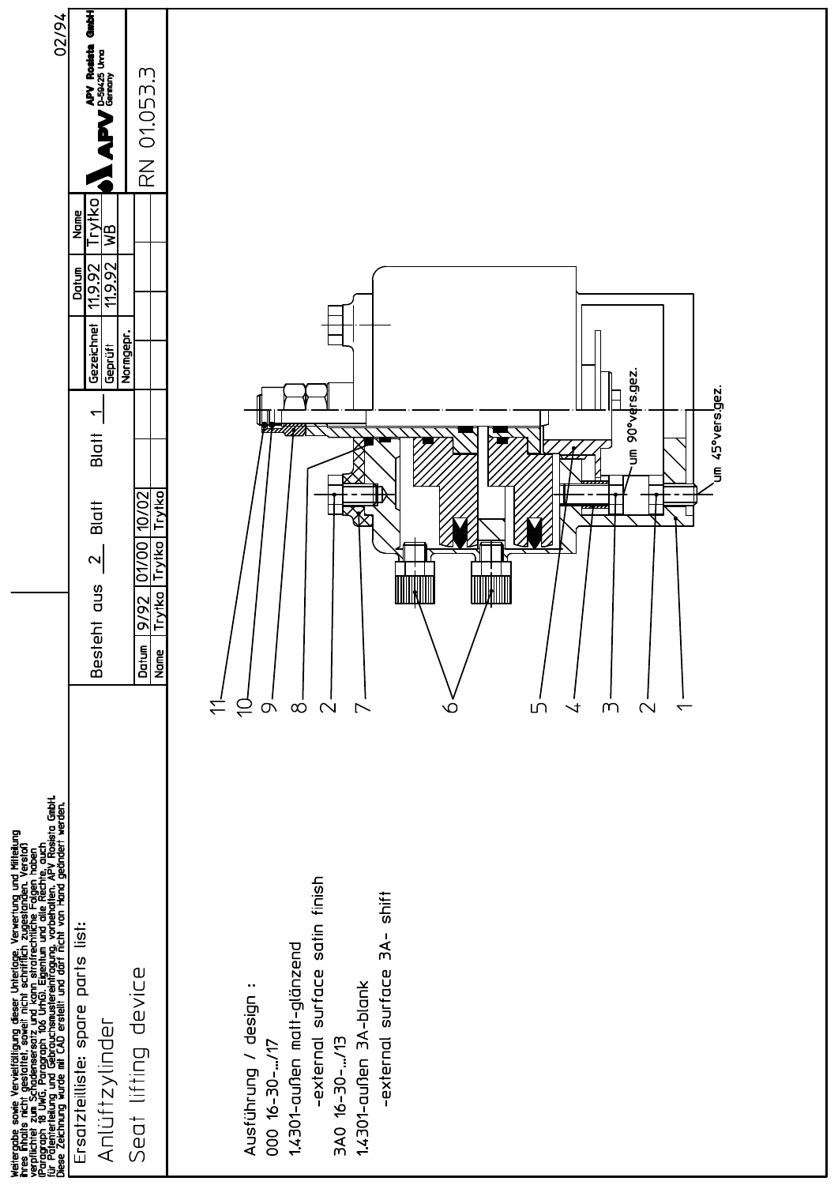# Ersatzteilliste: spare parts list:

## Anlüftzylinder

## Seat lifting device

Weitergabe sowie Vervielfältigung dieser Unterlage, Verwertung und Mitteilung ihres Inhalts nicht gestattet, soweit nicht schriftlich zugestanden. Verstoß verpflichtet zum Schadenersatz und kann strafrechtliche Folgen haben (Paragraph 18 UWG, Paragraph 106 UrhG). Eigentum und alle Rechte, auch für Patenterteilung und Gebrauchsmustereintragung, vorbehalten. APV Rosista GmbH. Diese Zeichnung wurde mit CAD erstellt und darf nicht von Hand geändert werden.

Besteht aus 2 Blatt Blatt 1

| Datum | 9/92 | 01/00 | 10/02 |
|---|---|---|---|
| Name | Trytko | Trytko | Trytko |

| | Datum | Name |
|---|---|---|
| Gezeichnet | 11.9.92 | Trytko |
| Geprüft | 11.9.92 | WB |
| Normgepr. | | |

APV Rosista GmbH, D-59425 Unna, Germany

RN 01.053.3

02/94

1, 2, 3, 4, 5, 6, 7, 2, 8, 9, 10, 11

um 90°vers.gez.

um 45°vers.gez.

Ausführung / design :

000 16-30-.../17

1.4301-außen matt-glänzend

-external surface satin finish

3A0 16-30-.../13

1.4301-außen 3A-blank

-external surface 3A- shift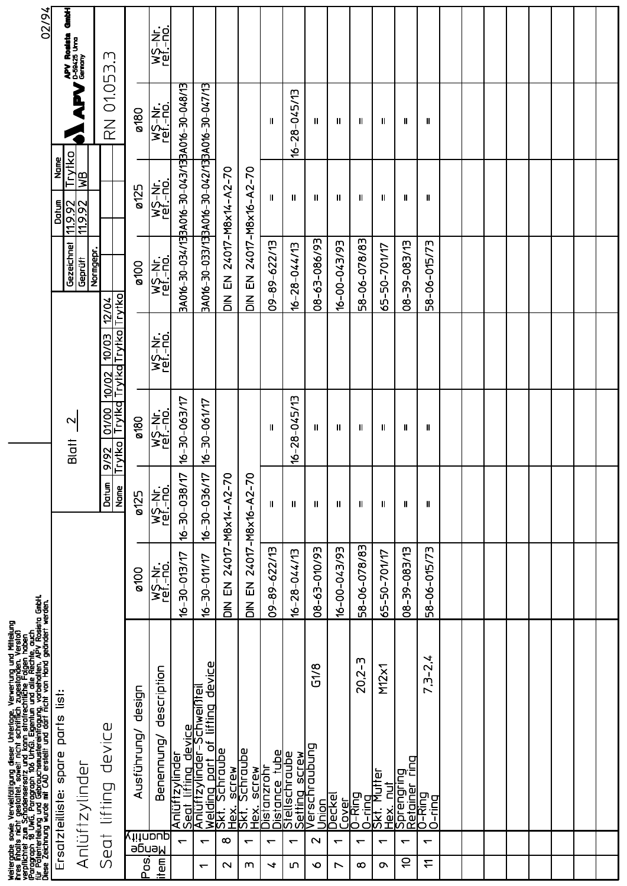Weitergabe sowie Vervielfältigung dieser Unterlage, Verwertung und Mitteilung ihres Inhalts nicht gestattet, soweit nicht schriftlich zugestanden. Verstoß verpflichten zum Schadenersatz und kann strafrechtliche Folgen haben (Paragraph 18 UWG, Paragraph 106 UrhG). Eigentum und alle Rechte, auch für Patenterteilung und Gebrauchsmustereintragung, vorbehalten. APV Rosista GmbH. Diese Zeichnung wurde mit CAD erstellt und darf nicht von Hand geändert werden.

# Ersatzteilliste: spare parts list:

## Anlüftzylinder

## Seat lifting device

Blatt 2

| Datum | 9/92 | 01/00 | 10/02 | 10/03 | 12/04 |
|---|---|---|---|---|---|
| Name | Trytko | Trytko | Trytko | Trytko | Trytko |

| | Datum | Name |
|---|---|---|
| Gezeichnet | 11.9.92 | Trytko |
| Geprüft | 11.9.92 | WB |
| Normgepr. | | |

APV Rosista GmbH D-59425 Unna Germany

RN 01.053.3

02/94

| Pos. item | Menge quantity | Ausführung/ design Benennung/ description | | ø100 WS-Nr. ref.-no. | ø125 WS-Nr. ref.-no. | ø180 WS-Nr. ref.-no. | WS-Nr. ref.-no. | ø100 WS-Nr. ref.-no. | ø125 WS-Nr. ref.-no. | ø180 WS-Nr. ref.-no. | WS-Nr. ref.-no. |
|---|---|---|---|---|---|---|---|---|---|---|---|
| | 1 | Anlüftzylinder Seat lifting device | | 16-30-013/17 | 16-30-038/17 | 16-30-063/17 | | 3A016-30-034/13 | 3A016-30-043/13 | 3A016-30-048/13 | |
| 1 | 1 | Anlüftzylinder-Schweißteil Welding part of lifting device | | 16-30-011/17 | 16-30-036/17 | 16-30-061/17 | | 3A016-30-033/13 | 3A016-30-042/13 | 3A016-30-047/13 | |
| 2 | 8 | Skt. Schraube Hex. screw | | DIN EN 24017-M8x14-A2-70 | | | | DIN EN 24017-M8x14-A2-70 | | | |
| 3 | 1 | Skt. Schraube Hex. screw | | DIN EN 24017-M8x16-A2-70 | | | | DIN EN 24017-M8x16-A2-70 | | | |
| 4 | 1 | Distanzrohr Distance tube | | 09-89-622/13 | = | = | | 09-89-622/13 | = | = | |
| 5 | 1 | Stellschraube Setting screw | | 16-28-044/13 | = | 16-28-045/13 | | 16-28-044/13 | = | 16-28-045/13 | |
| 6 | 2 | Verschraubung Union | G1/8 | 08-63-010/93 | = | = | | 08-63-086/93 | = | = | |
| 7 | 1 | Deckel Cover | | 16-00-043/93 | = | = | | 16-00-043/93 | = | = | |
| 8 | 1 | O-Ring O-ring | 20,2-3 | 58-06-078/83 | = | = | | 58-06-078/83 | = | = | |
| 9 | 1 | Skt. Mutter Hex. nut | M12x1 | 65-50-701/17 | = | = | | 65-50-701/17 | = | = | |
| 10 | 1 | Sprengring Retainer ring | | 08-39-083/13 | = | = | | 08-39-083/13 | = | = | |
| 11 | 1 | O-Ring O-ring | 7,3-2,4 | 58-06-015/73 | = | = | | 58-06-015/73 | = | = | |